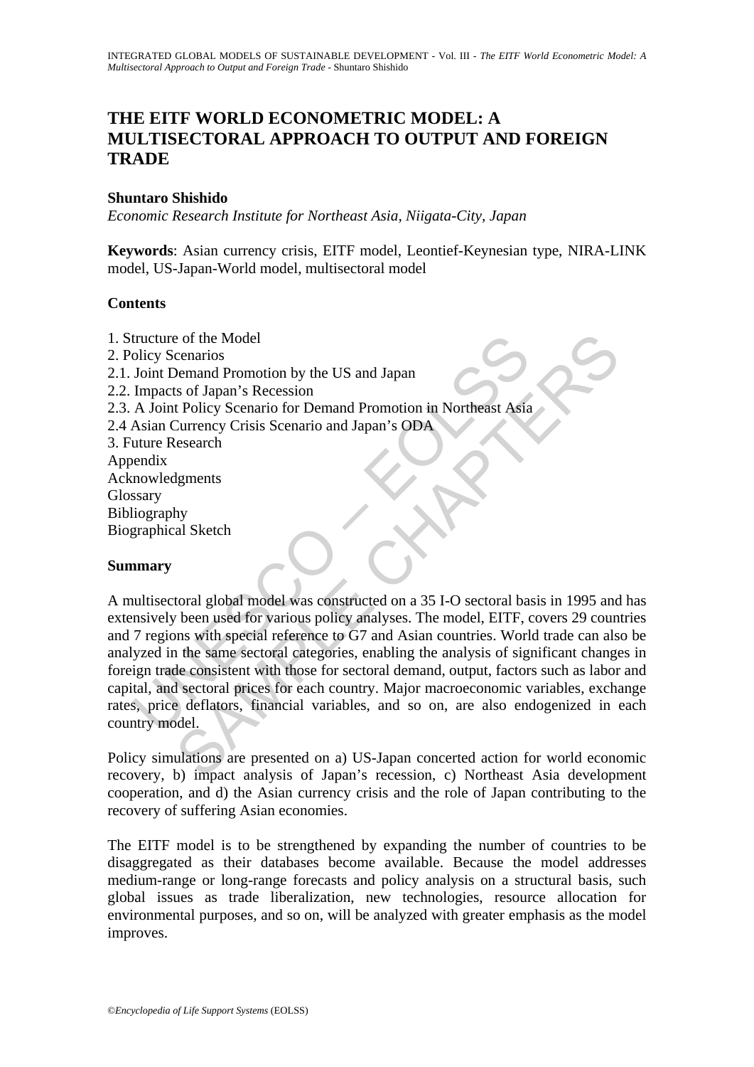# THE EITF WORLD ECONOMETRIC MODEL: A MULTISECTORAL APPROACH TO OUTPUT AND FOREIGN TRADE

**Shuntaro Shishido**

*Economic Research Institute for Northeast Asia, Niigata-City, Japan*

**Keywords**: Asian currency crisis, EITF model, Leontief-Keynesian type, NIRA-LINK model, US-Japan-World model, multisectoral model

## Contents

1. Structure of the Model
2. Policy Scenarios
2.1. Joint Demand Promotion by the US and Japan
2.2. Impacts of Japan's Recession
2.3. A Joint Policy Scenario for Demand Promotion in Northeast Asia
2.4 Asian Currency Crisis Scenario and Japan's ODA
3. Future Research

Appendix
Acknowledgments
Glossary
Bibliography
Biographical Sketch

## Summary

A multisectoral global model was constructed on a 35 I-O sectoral basis in 1995 and has extensively been used for various policy analyses. The model, EITF, covers 29 countries and 7 regions with special reference to G7 and Asian countries. World trade can also be analyzed in the same sectoral categories, enabling the analysis of significant changes in foreign trade consistent with those for sectoral demand, output, factors such as labor and capital, and sectoral prices for each country. Major macroeconomic variables, exchange rates, price deflators, financial variables, and so on, are also endogenized in each country model.

Policy simulations are presented on a) US-Japan concerted action for world economic recovery, b) impact analysis of Japan's recession, c) Northeast Asia development cooperation, and d) the Asian currency crisis and the role of Japan contributing to the recovery of suffering Asian economies.

The EITF model is to be strengthened by expanding the number of countries to be disaggregated as their databases become available. Because the model addresses medium-range or long-range forecasts and policy analysis on a structural basis, such global issues as trade liberalization, new technologies, resource allocation for environmental purposes, and so on, will be analyzed with greater emphasis as the model improves.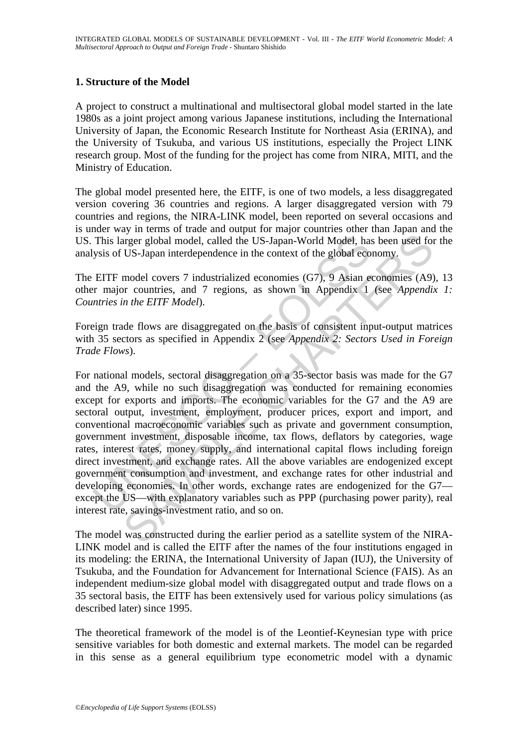## 1. Structure of the Model

A project to construct a multinational and multisectoral global model started in the late 1980s as a joint project among various Japanese institutions, including the International University of Japan, the Economic Research Institute for Northeast Asia (ERINA), and the University of Tsukuba, and various US institutions, especially the Project LINK research group. Most of the funding for the project has come from NIRA, MITI, and the Ministry of Education.

The global model presented here, the EITF, is one of two models, a less disaggregated version covering 36 countries and regions. A larger disaggregated version with 79 countries and regions, the NIRA-LINK model, been reported on several occasions and is under way in terms of trade and output for major countries other than Japan and the US. This larger global model, called the US-Japan-World Model, has been used for the analysis of US-Japan interdependence in the context of the global economy.

The EITF model covers 7 industrialized economies (G7), 9 Asian economies (A9), 13 other major countries, and 7 regions, as shown in Appendix 1 (see *Appendix 1: Countries in the EITF Model*).

Foreign trade flows are disaggregated on the basis of consistent input-output matrices with 35 sectors as specified in Appendix 2 (see *Appendix 2: Sectors Used in Foreign Trade Flows*).

For national models, sectoral disaggregation on a 35-sector basis was made for the G7 and the A9, while no such disaggregation was conducted for remaining economies except for exports and imports. The economic variables for the G7 and the A9 are sectoral output, investment, employment, producer prices, export and import, and conventional macroeconomic variables such as private and government consumption, government investment, disposable income, tax flows, deflators by categories, wage rates, interest rates, money supply, and international capital flows including foreign direct investment, and exchange rates. All the above variables are endogenized except government consumption and investment, and exchange rates for other industrial and developing economies. In other words, exchange rates are endogenized for the G7—except the US—with explanatory variables such as PPP (purchasing power parity), real interest rate, savings-investment ratio, and so on.

The model was constructed during the earlier period as a satellite system of the NIRA-LINK model and is called the EITF after the names of the four institutions engaged in its modeling: the ERINA, the International University of Japan (IUJ), the University of Tsukuba, and the Foundation for Advancement for International Science (FAIS). As an independent medium-size global model with disaggregated output and trade flows on a 35 sectoral basis, the EITF has been extensively used for various policy simulations (as described later) since 1995.

The theoretical framework of the model is of the Leontief-Keynesian type with price sensitive variables for both domestic and external markets. The model can be regarded in this sense as a general equilibrium type econometric model with a dynamic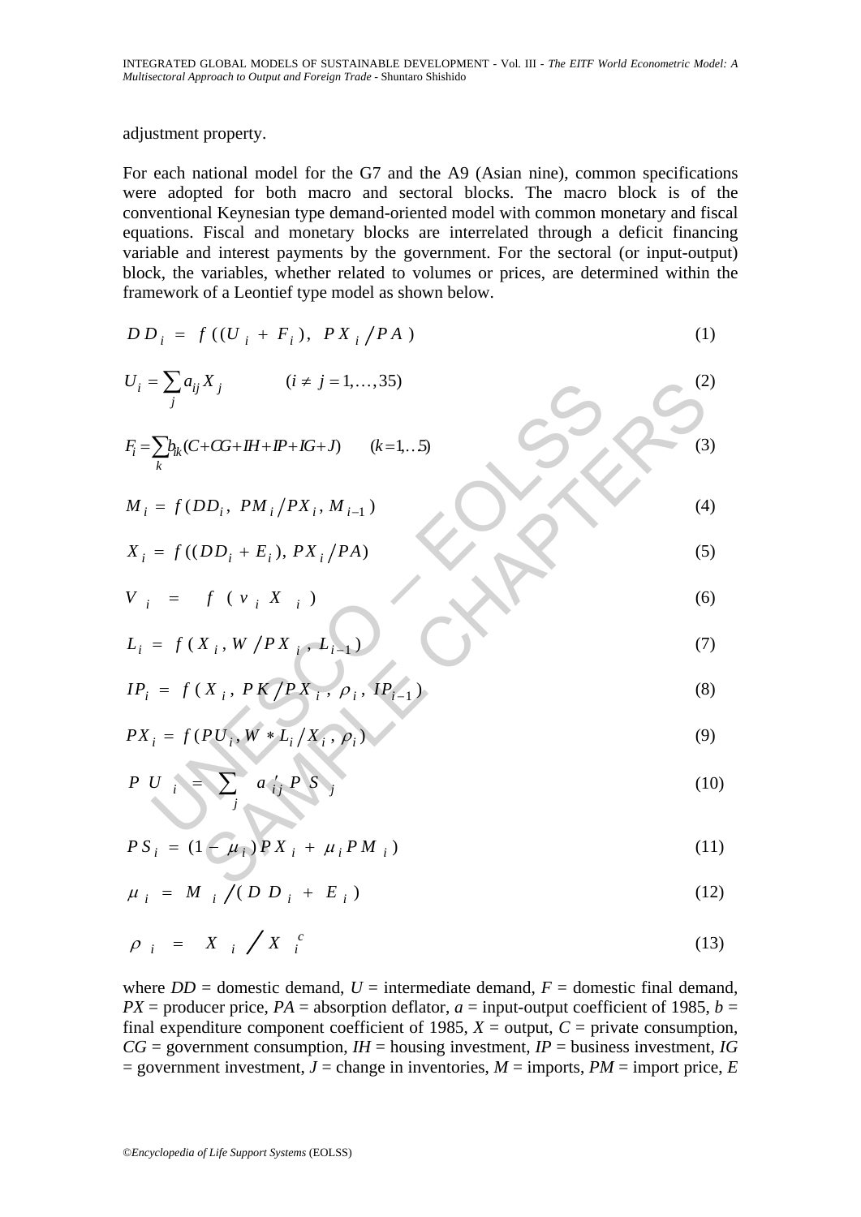adjustment property.

For each national model for the G7 and the A9 (Asian nine), common specifications were adopted for both macro and sectoral blocks. The macro block is of the conventional Keynesian type demand-oriented model with common monetary and fiscal equations. Fiscal and monetary blocks are interrelated through a deficit financing variable and interest payments by the government. For the sectoral (or input-output) block, the variables, whether related to volumes or prices, are determined within the framework of a Leontief type model as shown below.

$$DD_i = f((U_i + F_i),\ PX_i/PA) \tag{1}$$

$$U_i = \sum_j a_{ij} X_j \qquad (i \neq j = 1,\ldots,35) \tag{2}$$

$$F_i = \sum_k b_{ik}(C + CG + IH + IP + IG + J) \qquad (k = 1,\ldots 5) \tag{3}$$

$$M_i = f(DD_i,\ PM_i/PX_i,\ M_{i-1}) \tag{4}$$

$$X_i = f((DD_i + E_i),\ PX_i/PA) \tag{5}$$

$$V_i = f(v_i X_i) \tag{6}$$

$$L_i = f(X_i,\ W/PX_i,\ L_{i-1}) \tag{7}$$

$$IP_i = f(X_i,\ PK/PX_i,\ \rho_i,\ IP_{i-1}) \tag{8}$$

$$PX_i = f(PU_i,\ W * L_i/X_i,\ \rho_i) \tag{9}$$

$$PU_i = \sum_j a'_{ij} PS_j \tag{10}$$

$$PS_i = (1 - \mu_i) PX_i + \mu_i PM_i) \tag{11}$$

$$\mu_i = M_i/(DD_i + E_i) \tag{12}$$

$$\rho_i = X_i / X_i^c \tag{13}$$

where *DD* = domestic demand, *U* = intermediate demand, *F* = domestic final demand, *PX* = producer price, *PA* = absorption deflator, *a* = input-output coefficient of 1985, *b* = final expenditure component coefficient of 1985, *X* = output, *C* = private consumption, *CG* = government consumption, *IH* = housing investment, *IP* = business investment, *IG* = government investment, *J* = change in inventories, *M* = imports, *PM* = import price, *E*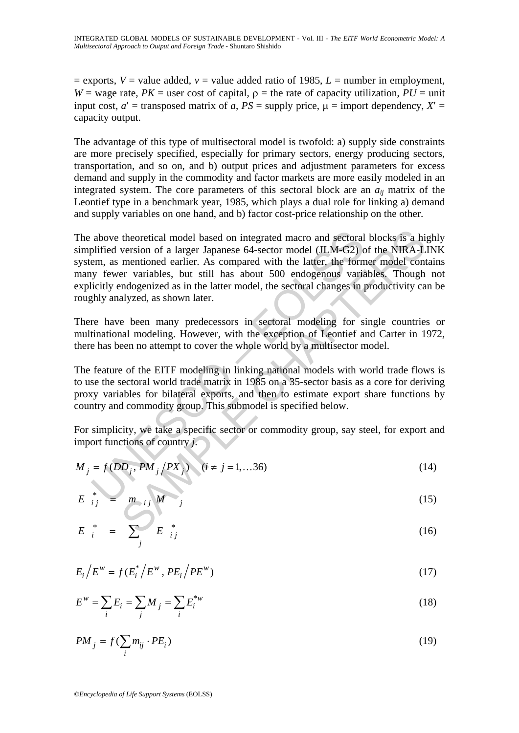= exports, $V$ = value added, $v$ = value added ratio of 1985, $L$ = number in employment, $W$ = wage rate, $PK$ = user cost of capital, $\rho$ = the rate of capacity utilization, $PU$ = unit input cost, $a'$ = transposed matrix of $a$, $PS$ = supply price, $\mu$ = import dependency, $X'$ = capacity output.

The advantage of this type of multisectoral model is twofold: a) supply side constraints are more precisely specified, especially for primary sectors, energy producing sectors, transportation, and so on, and b) output prices and adjustment parameters for excess demand and supply in the commodity and factor markets are more easily modeled in an integrated system. The core parameters of this sectoral block are an $a_{ij}$ matrix of the Leontief type in a benchmark year, 1985, which plays a dual role for linking a) demand and supply variables on one hand, and b) factor cost-price relationship on the other.

The above theoretical model based on integrated macro and sectoral blocks is a highly simplified version of a larger Japanese 64-sector model (JLM-G2) of the NIRA-LINK system, as mentioned earlier. As compared with the latter, the former model contains many fewer variables, but still has about 500 endogenous variables. Though not explicitly endogenized as in the latter model, the sectoral changes in productivity can be roughly analyzed, as shown later.

There have been many predecessors in sectoral modeling for single countries or multinational modeling. However, with the exception of Leontief and Carter in 1972, there has been no attempt to cover the whole world by a multisector model.

The feature of the EITF modeling in linking national models with world trade flows is to use the sectoral world trade matrix in 1985 on a 35-sector basis as a core for deriving proxy variables for bilateral exports, and then to estimate export share functions by country and commodity group. This submodel is specified below.

For simplicity, we take a specific sector or commodity group, say steel, for export and import functions of country $j$.

$$M_j = f(DD_j, PM_j / PX_j) \quad (i \neq j = 1, \ldots 36) \tag{14}$$

$$E_{ij}^* = m_{ij} M_j \tag{15}$$

$$E_i^* = \sum_j E_{ij}^* \tag{16}$$

$$E_i / E^w = f(E_i^* / E^w, PE_i / PE^w) \tag{17}$$

$$E^w = \sum_i E_i = \sum_j M_j = \sum_i E_i^{*w} \tag{18}$$

$$PM_j = f(\sum_i m_{ij} \cdot PE_i) \tag{19}$$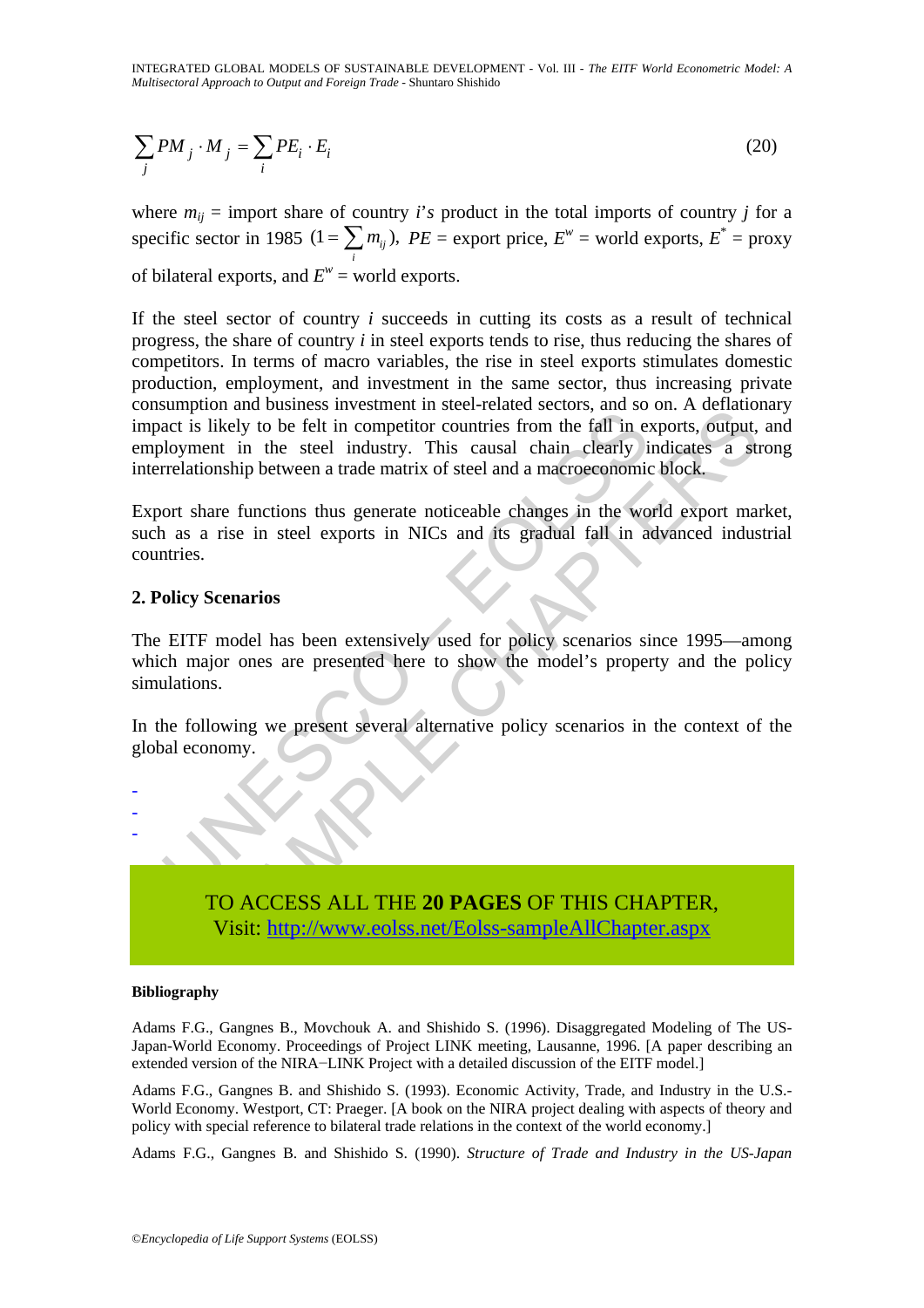$$\sum_j PM_j \cdot M_j = \sum_i PE_i \cdot E_i \tag{20}$$

where $m_{ij}$ = import share of country *i's* product in the total imports of country *j* for a specific sector in 1985 $(1 = \sum_i m_{ij})$, $PE$ = export price, $E^w$ = world exports, $E^*$ = proxy of bilateral exports, and $E^w$ = world exports.

If the steel sector of country *i* succeeds in cutting its costs as a result of technical progress, the share of country *i* in steel exports tends to rise, thus reducing the shares of competitors. In terms of macro variables, the rise in steel exports stimulates domestic production, employment, and investment in the same sector, thus increasing private consumption and business investment in steel-related sectors, and so on. A deflationary impact is likely to be felt in competitor countries from the fall in exports, output, and employment in the steel industry. This causal chain clearly indicates a strong interrelationship between a trade matrix of steel and a macroeconomic block.

Export share functions thus generate noticeable changes in the world export market, such as a rise in steel exports in NICs and its gradual fall in advanced industrial countries.

## 2. Policy Scenarios

The EITF model has been extensively used for policy scenarios since 1995—among which major ones are presented here to show the model's property and the policy simulations.

In the following we present several alternative policy scenarios in the context of the global economy.

-
-
-

TO ACCESS ALL THE **20 PAGES** OF THIS CHAPTER,
Visit: http://www.eolss.net/Eolss-sampleAllChapter.aspx

**Bibliography**

Adams F.G., Gangnes B., Movchouk A. and Shishido S. (1996). Disaggregated Modeling of The US-Japan-World Economy. Proceedings of Project LINK meeting, Lausanne, 1996. [A paper describing an extended version of the NIRA−LINK Project with a detailed discussion of the EITF model.]

Adams F.G., Gangnes B. and Shishido S. (1993). Economic Activity, Trade, and Industry in the U.S.-World Economy. Westport, CT: Praeger. [A book on the NIRA project dealing with aspects of theory and policy with special reference to bilateral trade relations in the context of the world economy.]

Adams F.G., Gangnes B. and Shishido S. (1990). *Structure of Trade and Industry in the US-Japan*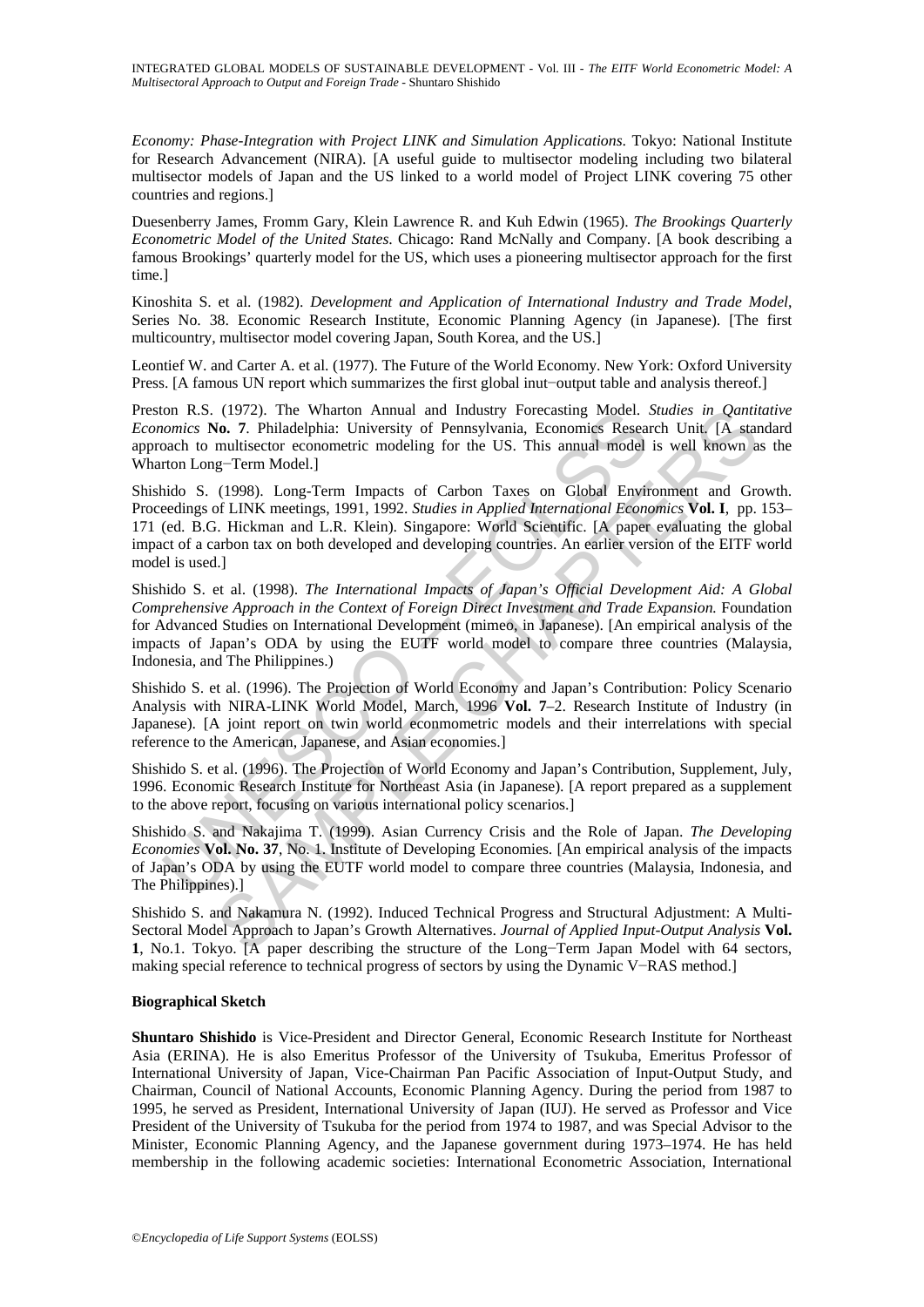*Economy: Phase-Integration with Project LINK and Simulation Applications*. Tokyo: National Institute for Research Advancement (NIRA). [A useful guide to multisector modeling including two bilateral multisector models of Japan and the US linked to a world model of Project LINK covering 75 other countries and regions.]

Duesenberry James, Fromm Gary, Klein Lawrence R. and Kuh Edwin (1965). *The Brookings Quarterly Econometric Model of the United States*. Chicago: Rand McNally and Company. [A book describing a famous Brookings' quarterly model for the US, which uses a pioneering multisector approach for the first time.]

Kinoshita S. et al. (1982). *Development and Application of International Industry and Trade Model*, Series No. 38. Economic Research Institute, Economic Planning Agency (in Japanese). [The first multicountry, multisector model covering Japan, South Korea, and the US.]

Leontief W. and Carter A. et al. (1977). The Future of the World Economy. New York: Oxford University Press. [A famous UN report which summarizes the first global inut−output table and analysis thereof.]

Preston R.S. (1972). The Wharton Annual and Industry Forecasting Model. *Studies in Qantitative Economics* **No. 7**. Philadelphia: University of Pennsylvania, Economics Research Unit. [A standard approach to multisector econometric modeling for the US. This annual model is well known as the Wharton Long−Term Model.]

Shishido S. (1998). Long-Term Impacts of Carbon Taxes on Global Environment and Growth. Proceedings of LINK meetings, 1991, 1992. *Studies in Applied International Economics* **Vol. I**, pp. 153–171 (ed. B.G. Hickman and L.R. Klein). Singapore: World Scientific. [A paper evaluating the global impact of a carbon tax on both developed and developing countries. An earlier version of the EITF world model is used.]

Shishido S. et al. (1998). *The International Impacts of Japan's Official Development Aid: A Global Comprehensive Approach in the Context of Foreign Direct Investment and Trade Expansion.* Foundation for Advanced Studies on International Development (mimeo, in Japanese). [An empirical analysis of the impacts of Japan's ODA by using the EUTF world model to compare three countries (Malaysia, Indonesia, and The Philippines.)

Shishido S. et al. (1996). The Projection of World Economy and Japan's Contribution: Policy Scenario Analysis with NIRA-LINK World Model, March, 1996 **Vol. 7**–2. Research Institute of Industry (in Japanese). [A joint report on twin world econmometric models and their interrelations with special reference to the American, Japanese, and Asian economies.]

Shishido S. et al. (1996). The Projection of World Economy and Japan's Contribution, Supplement, July, 1996. Economic Research Institute for Northeast Asia (in Japanese). [A report prepared as a supplement to the above report, focusing on various international policy scenarios.]

Shishido S. and Nakajima T. (1999). Asian Currency Crisis and the Role of Japan. *The Developing Economies* **Vol. No. 37**, No. 1. Institute of Developing Economies. [An empirical analysis of the impacts of Japan's ODA by using the EUTF world model to compare three countries (Malaysia, Indonesia, and The Philippines).]

Shishido S. and Nakamura N. (1992). Induced Technical Progress and Structural Adjustment: A Multi-Sectoral Model Approach to Japan's Growth Alternatives. *Journal of Applied Input-Output Analysis* **Vol. 1**, No.1. Tokyo. [A paper describing the structure of the Long−Term Japan Model with 64 sectors, making special reference to technical progress of sectors by using the Dynamic V−RAS method.]

**Biographical Sketch**

**Shuntaro Shishido** is Vice-President and Director General, Economic Research Institute for Northeast Asia (ERINA). He is also Emeritus Professor of the University of Tsukuba, Emeritus Professor of International University of Japan, Vice-Chairman Pan Pacific Association of Input-Output Study, and Chairman, Council of National Accounts, Economic Planning Agency. During the period from 1987 to 1995, he served as President, International University of Japan (IUJ). He served as Professor and Vice President of the University of Tsukuba for the period from 1974 to 1987, and was Special Advisor to the Minister, Economic Planning Agency, and the Japanese government during 1973–1974. He has held membership in the following academic societies: International Econometric Association, International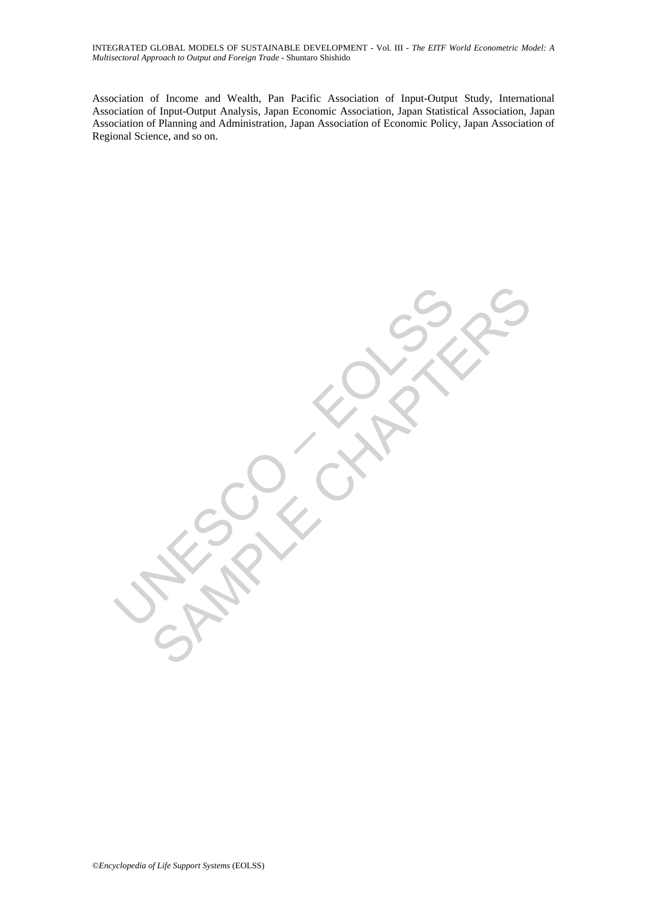Association of Income and Wealth, Pan Pacific Association of Input-Output Study, International Association of Input-Output Analysis, Japan Economic Association, Japan Statistical Association, Japan Association of Planning and Administration, Japan Association of Economic Policy, Japan Association of Regional Science, and so on.